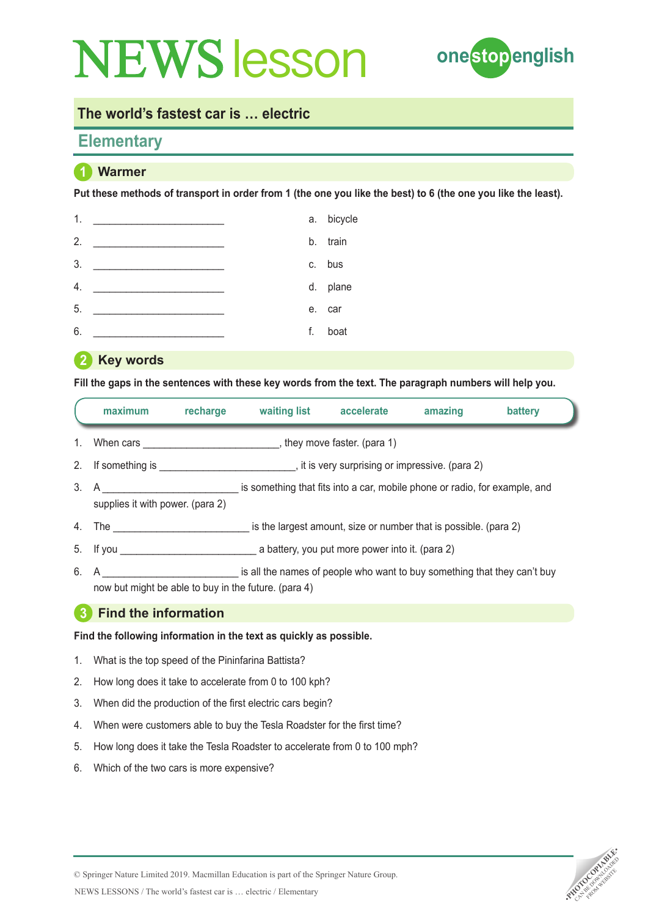# NEWS lesson

onestopenglish

## The world's fastest car is … electric

## Elementary

### 1 Warmer

**Put these methods of transport in order from 1 (the one you like the best) to 6 (the one you like the least).**

1. ______________________
2. ______________________
3. ______________________
4. ______________________
5. ______________________
6. ______________________

a. bicycle
b. train
c. bus
d. plane
e. car
f. boat

### 2 Key words

**Fill the gaps in the sentences with these key words from the text. The paragraph numbers will help you.**

| maximum | recharge | waiting list | accelerate | amazing | battery |
|---|---|---|---|---|---|

1. When cars ______________________, they move faster. (para 1)
2. If something is ______________________, it is very surprising or impressive. (para 2)
3. A ______________________ is something that fits into a car, mobile phone or radio, for example, and supplies it with power. (para 2)
4. The ______________________ is the largest amount, size or number that is possible. (para 2)
5. If you ______________________ a battery, you put more power into it. (para 2)
6. A ______________________ is all the names of people who want to buy something that they can't buy now but might be able to buy in the future. (para 4)

### 3 Find the information

**Find the following information in the text as quickly as possible.**

1. What is the top speed of the Pininfarina Battista?
2. How long does it take to accelerate from 0 to 100 kph?
3. When did the production of the first electric cars begin?
4. When were customers able to buy the Tesla Roadster for the first time?
5. How long does it take the Tesla Roadster to accelerate from 0 to 100 mph?
6. Which of the two cars is more expensive?

© Springer Nature Limited 2019. Macmillan Education is part of the Springer Nature Group.

PHOTOCOPIABLE. CAN BE DOWNLOADED FROM WEBSITE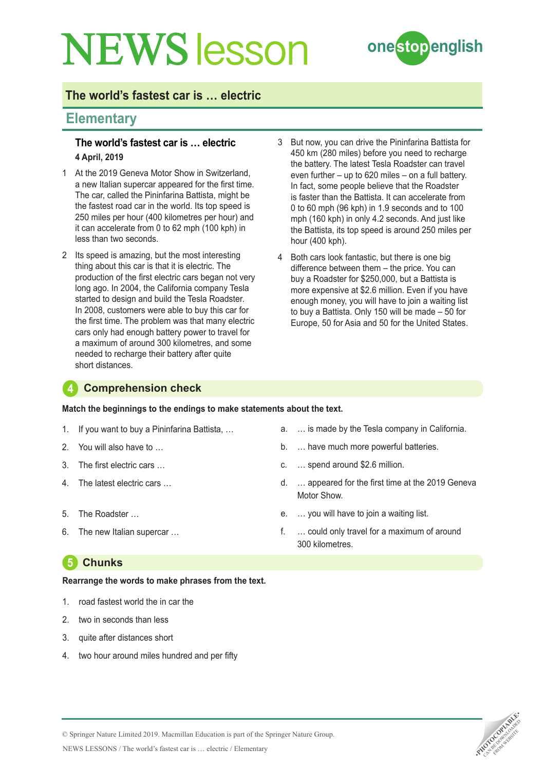# NEWS lesson

onestopenglish

## The world's fastest car is … electric

## Elementary

### The world's fastest car is … electric

**4 April, 2019**

1 At the 2019 Geneva Motor Show in Switzerland, a new Italian supercar appeared for the first time. The car, called the Pininfarina Battista, might be the fastest road car in the world. Its top speed is 250 miles per hour (400 kilometres per hour) and it can accelerate from 0 to 62 mph (100 kph) in less than two seconds.

2 Its speed is amazing, but the most interesting thing about this car is that it is electric. The production of the first electric cars began not very long ago. In 2004, the California company Tesla started to design and build the Tesla Roadster. In 2008, customers were able to buy this car for the first time. The problem was that many electric cars only had enough battery power to travel for a maximum of around 300 kilometres, and some needed to recharge their battery after quite short distances.

3 But now, you can drive the Pininfarina Battista for 450 km (280 miles) before you need to recharge the battery. The latest Tesla Roadster can travel even further – up to 620 miles – on a full battery. In fact, some people believe that the Roadster is faster than the Battista. It can accelerate from 0 to 60 mph (96 kph) in 1.9 seconds and to 100 mph (160 kph) in only 4.2 seconds. And just like the Battista, its top speed is around 250 miles per hour (400 kph).

4 Both cars look fantastic, but there is one big difference between them – the price. You can buy a Roadster for $250,000, but a Battista is more expensive at $2.6 million. Even if you have enough money, you will have to join a waiting list to buy a Battista. Only 150 will be made – 50 for Europe, 50 for Asia and 50 for the United States.

## 4 Comprehension check

**Match the beginnings to the endings to make statements about the text.**

1. If you want to buy a Pininfarina Battista, …
2. You will also have to …
3. The first electric cars …
4. The latest electric cars …
5. The Roadster …
6. The new Italian supercar …

a. … is made by the Tesla company in California.

b. … have much more powerful batteries.

c. … spend around $2.6 million.

d. … appeared for the first time at the 2019 Geneva Motor Show.

e. … you will have to join a waiting list.

f. … could only travel for a maximum of around 300 kilometres.

## 5 Chunks

**Rearrange the words to make phrases from the text.**

1. road fastest world the in car the
2. two in seconds than less
3. quite after distances short
4. two hour around miles hundred and per fifty

© Springer Nature Limited 2019. Macmillan Education is part of the Springer Nature Group.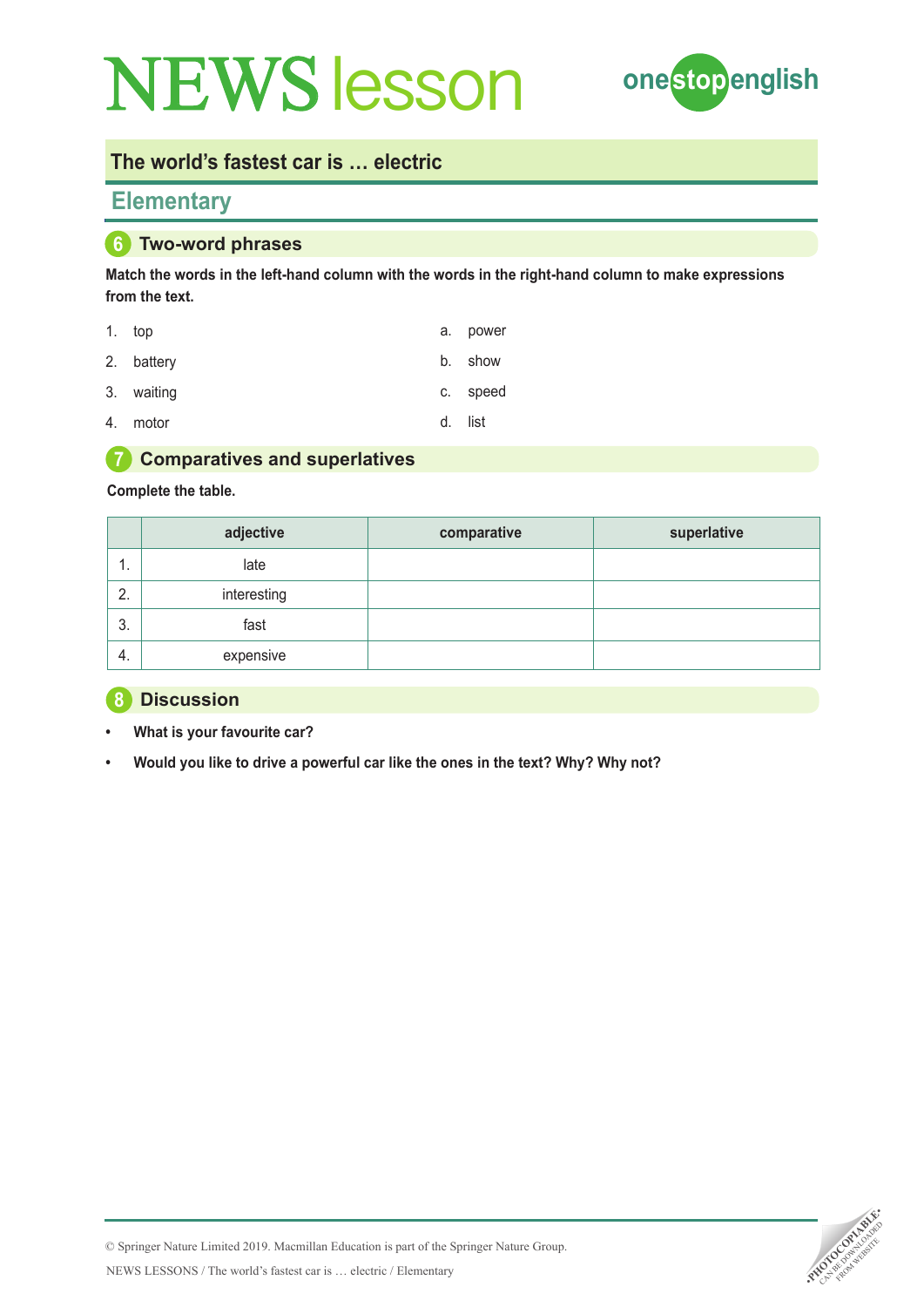# NEWS lesson

## The world's fastest car is … electric

## Elementary

### 6 Two-word phrases

**Match the words in the left-hand column with the words in the right-hand column to make expressions from the text.**

1. top — a. power
2. battery — b. show
3. waiting — c. speed
4. motor — d. list

### 7 Comparatives and superlatives

**Complete the table.**

| | adjective | comparative | superlative |
|---|---|---|---|
| 1. | late | | |
| 2. | interesting | | |
| 3. | fast | | |
| 4. | expensive | | |

### 8 Discussion

- **What is your favourite car?**
- **Would you like to drive a powerful car like the ones in the text? Why? Why not?**

© Springer Nature Limited 2019. Macmillan Education is part of the Springer Nature Group.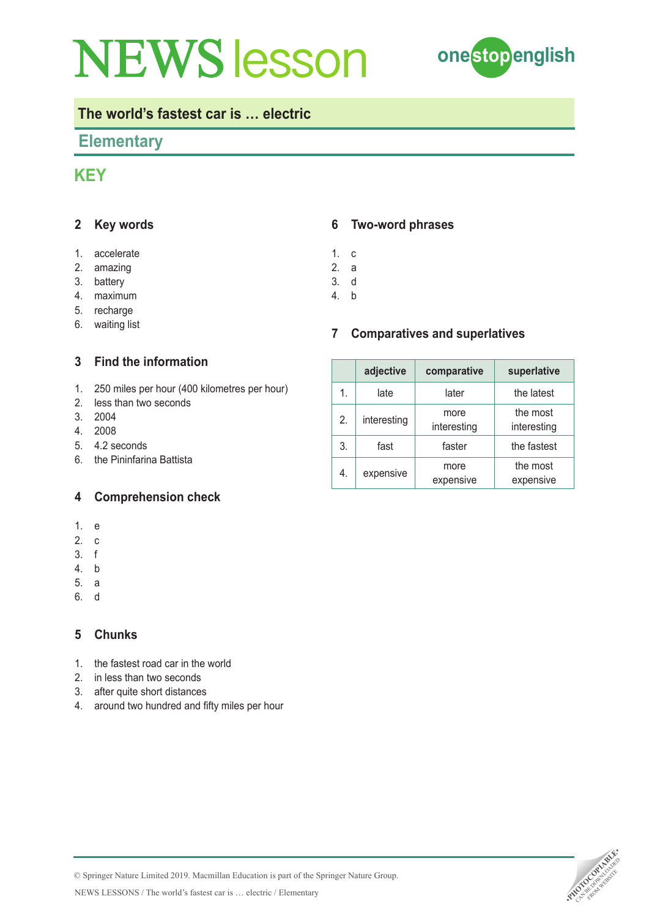# NEWS lesson

## The world's fastest car is … electric

## Elementary

## KEY

### 2 Key words

1. accelerate
2. amazing
3. battery
4. maximum
5. recharge
6. waiting list

### 3 Find the information

1. 250 miles per hour (400 kilometres per hour)
2. less than two seconds
3. 2004
4. 2008
5. 4.2 seconds
6. the Pininfarina Battista

### 4 Comprehension check

1. e
2. c
3. f
4. b
5. a
6. d

### 5 Chunks

1. the fastest road car in the world
2. in less than two seconds
3. after quite short distances
4. around two hundred and fifty miles per hour

### 6 Two-word phrases

1. c
2. a
3. d
4. b

### 7 Comparatives and superlatives

| | adjective | comparative | superlative |
|---|---|---|---|
| 1. | late | later | the latest |
| 2. | interesting | more interesting | the most interesting |
| 3. | fast | faster | the fastest |
| 4. | expensive | more expensive | the most expensive |

© Springer Nature Limited 2019. Macmillan Education is part of the Springer Nature Group.